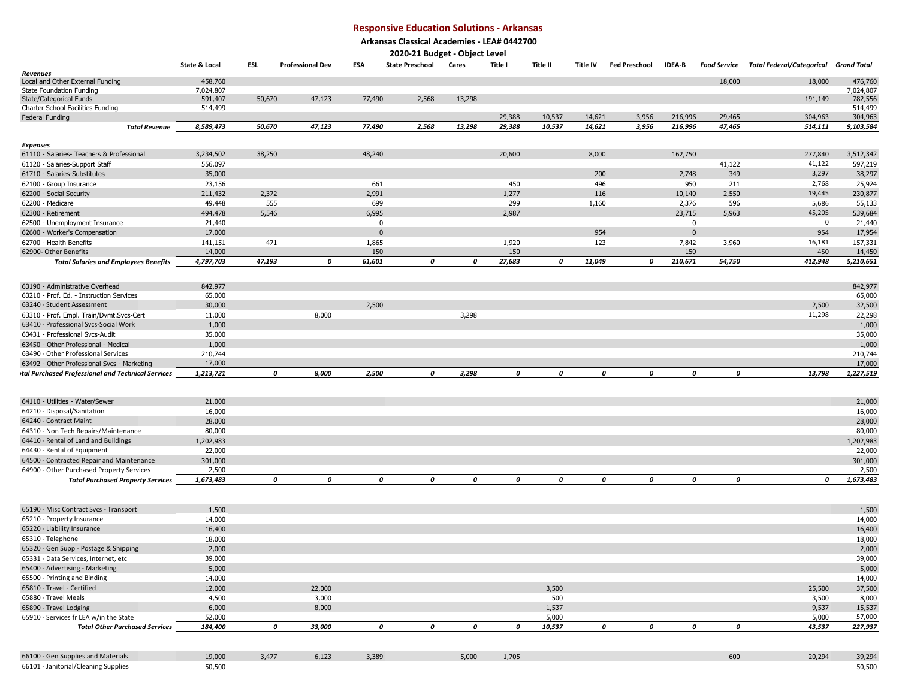# Responsive Education Solutions - Arkansas

## Arkansas Classical Academies - LEA# 0442700

### 2020-21 Budget - Object Level

| | State & Local | ESL | Professional Dev | ESA | State Preschool | Cares | Title I | Title II | Title IV | Fed Preschool | IDEA-B | Food Service | Total Federal/Categorical | Grand Total |
|---|---|---|---|---|---|---|---|---|---|---|---|---|---|---|
| ***Revenues*** | | | | | | | | | | | | | | |
| Local and Other External Funding | 458,760 | | | | | | | | | | | 18,000 | 18,000 | 476,760 |
| State Foundation Funding | 7,024,807 | | | | | | | | | | | | | 7,024,807 |
| State/Categorical Funds | 591,407 | 50,670 | 47,123 | 77,490 | 2,568 | 13,298 | | | | | | | 191,149 | 782,556 |
| Charter School Facilities Funding | 514,499 | | | | | | | | | | | | | 514,499 |
| Federal Funding | | | | | | | 29,388 | 10,537 | 14,621 | 3,956 | 216,996 | 29,465 | 304,963 | 304,963 |
| ***Total Revenue*** | ***8,589,473*** | ***50,670*** | ***47,123*** | ***77,490*** | ***2,568*** | ***13,298*** | ***29,388*** | ***10,537*** | ***14,621*** | ***3,956*** | ***216,996*** | ***47,465*** | ***514,111*** | ***9,103,584*** |
| ***Expenses*** | | | | | | | | | | | | | | |
| 61110 - Salaries- Teachers & Professional | 3,234,502 | 38,250 | | 48,240 | | | 20,600 | | 8,000 | | 162,750 | | 277,840 | 3,512,342 |
| 61120 - Salaries-Support Staff | 556,097 | | | | | | | | | | | 41,122 | 41,122 | 597,219 |
| 61710 - Salaries-Substitutes | 35,000 | | | | | | | | 200 | | 2,748 | 349 | 3,297 | 38,297 |
| 62100 - Group Insurance | 23,156 | | | 661 | | | 450 | | 496 | | 950 | 211 | 2,768 | 25,924 |
| 62200 - Social Security | 211,432 | 2,372 | | 2,991 | | | 1,277 | | 116 | | 10,140 | 2,550 | 19,445 | 230,877 |
| 62200 - Medicare | 49,448 | 555 | | 699 | | | 299 | | 1,160 | | 2,376 | 596 | 5,686 | 55,133 |
| 62300 - Retirement | 494,478 | 5,546 | | 6,995 | | | 2,987 | | | | 23,715 | 5,963 | 45,205 | 539,684 |
| 62500 - Unemployment Insurance | 21,440 | | | 0 | | | | | | | 0 | | 0 | 21,440 |
| 62600 - Worker's Compensation | 17,000 | | | 0 | | | | | 954 | | 0 | | 954 | 17,954 |
| 62700 - Health Benefits | 141,151 | 471 | | 1,865 | | | 1,920 | | 123 | | 7,842 | 3,960 | 16,181 | 157,331 |
| 62900- Other Benefits | 14,000 | | | 150 | | | 150 | | | | 150 | | 450 | 14,450 |
| ***Total Salaries and Employees Benefits*** | ***4,797,703*** | ***47,193*** | ***0*** | ***61,601*** | ***0*** | ***0*** | ***27,683*** | ***0*** | ***11,049*** | ***0*** | ***210,671*** | ***54,750*** | ***412,948*** | ***5,210,651*** |
| 63190 - Administrative Overhead | 842,977 | | | | | | | | | | | | | 842,977 |
| 63210 - Prof. Ed. - Instruction Services | 65,000 | | | | | | | | | | | | | 65,000 |
| 63240 - Student Assessment | 30,000 | | | 2,500 | | | | | | | | | 2,500 | 32,500 |
| 63310 - Prof. Empl. Train/Dvmt.Svcs-Cert | 11,000 | | 8,000 | | | 3,298 | | | | | | | 11,298 | 22,298 |
| 63410 - Professional Svcs-Social Work | 1,000 | | | | | | | | | | | | | 1,000 |
| 63431 - Professional Svcs-Audit | 35,000 | | | | | | | | | | | | | 35,000 |
| 63450 - Other Professional - Medical | 1,000 | | | | | | | | | | | | | 1,000 |
| 63490 - Other Professional Services | 210,744 | | | | | | | | | | | | | 210,744 |
| 63492 - Other Professional Svcs - Marketing | 17,000 | | | | | | | | | | | | | 17,000 |
| ***Total Purchased Professional and Technical Services*** | ***1,213,721*** | ***0*** | ***8,000*** | ***2,500*** | ***0*** | ***3,298*** | ***0*** | ***0*** | ***0*** | ***0*** | ***0*** | ***0*** | ***13,798*** | ***1,227,519*** |
| 64110 - Utilities - Water/Sewer | 21,000 | | | | | | | | | | | | | 21,000 |
| 64210 - Disposal/Sanitation | 16,000 | | | | | | | | | | | | | 16,000 |
| 64240 - Contract Maint | 28,000 | | | | | | | | | | | | | 28,000 |
| 64310 - Non Tech Repairs/Maintenance | 80,000 | | | | | | | | | | | | | 80,000 |
| 64410 - Rental of Land and Buildings | 1,202,983 | | | | | | | | | | | | | 1,202,983 |
| 64430 - Rental of Equipment | 22,000 | | | | | | | | | | | | | 22,000 |
| 64500 - Contracted Repair and Maintenance | 301,000 | | | | | | | | | | | | | 301,000 |
| 64900 - Other Purchased Property Services | 2,500 | | | | | | | | | | | | | 2,500 |
| ***Total Purchased Property Services*** | ***1,673,483*** | ***0*** | ***0*** | ***0*** | ***0*** | ***0*** | ***0*** | ***0*** | ***0*** | ***0*** | ***0*** | ***0*** | ***0*** | ***1,673,483*** |
| 65190 - Misc Contract Svcs - Transport | 1,500 | | | | | | | | | | | | | 1,500 |
| 65210 - Property Insurance | 14,000 | | | | | | | | | | | | | 14,000 |
| 65220 - Liability Insurance | 16,400 | | | | | | | | | | | | | 16,400 |
| 65310 - Telephone | 18,000 | | | | | | | | | | | | | 18,000 |
| 65320 - Gen Supp - Postage & Shipping | 2,000 | | | | | | | | | | | | | 2,000 |
| 65331 - Data Services, Internet, etc | 39,000 | | | | | | | | | | | | | 39,000 |
| 65400 - Advertising - Marketing | 5,000 | | | | | | | | | | | | | 5,000 |
| 65500 - Printing and Binding | 14,000 | | | | | | | | | | | | | 14,000 |
| 65810 - Travel - Certified | 12,000 | | 22,000 | | | | | 3,500 | | | | | 25,500 | 37,500 |
| 65880 - Travel Meals | 4,500 | | 3,000 | | | | | 500 | | | | | 3,500 | 8,000 |
| 65890 - Travel Lodging | 6,000 | | 8,000 | | | | | 1,537 | | | | | 9,537 | 15,537 |
| 65910 - Services fr LEA w/in the State | 52,000 | | | | | | | 5,000 | | | | | 5,000 | 57,000 |
| ***Total Other Purchased Services*** | ***184,400*** | ***0*** | ***33,000*** | ***0*** | ***0*** | ***0*** | ***0*** | ***10,537*** | ***0*** | ***0*** | ***0*** | ***0*** | ***43,537*** | ***227,937*** |
| 66100 - Gen Supplies and Materials | 19,000 | 3,477 | 6,123 | 3,389 | | 5,000 | 1,705 | | | | | 600 | 20,294 | 39,294 |
| 66101 - Janitorial/Cleaning Supplies | 50,500 | | | | | | | | | | | | | 50,500 |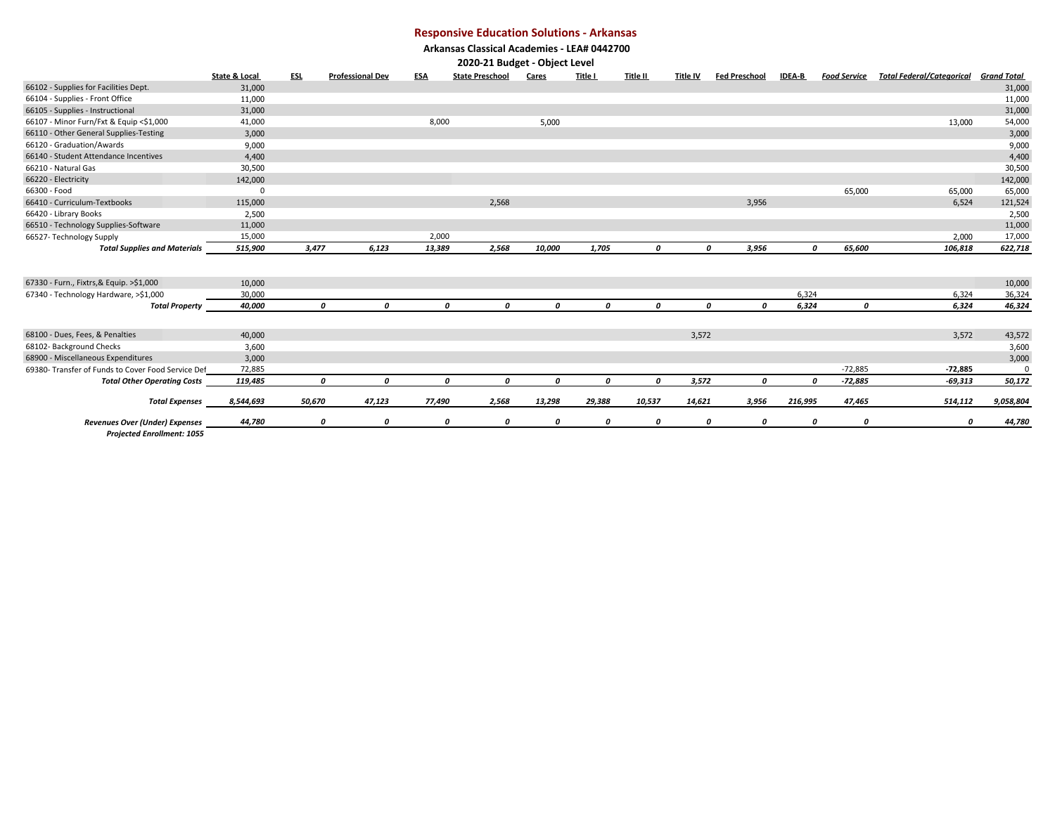# Responsive Education Solutions - Arkansas

## Arkansas Classical Academies - LEA# 0442700

### 2020-21 Budget - Object Level

| | State & Local | ESL | Professional Dev | ESA | State Preschool | Cares | Title I | Title II | Title IV | Fed Preschool | IDEA-B | *Food Service* | *Total Federal/Categorical* | *Grand Total* |
|---|---|---|---|---|---|---|---|---|---|---|---|---|---|---|
| 66102 - Supplies for Facilities Dept. | 31,000 | | | | | | | | | | | | | 31,000 |
| 66104 - Supplies - Front Office | 11,000 | | | | | | | | | | | | | 11,000 |
| 66105 - Supplies - Instructional | 31,000 | | | | | | | | | | | | | 31,000 |
| 66107 - Minor Furn/Fxt & Equip <$1,000 | 41,000 | | | 8,000 | | 5,000 | | | | | | | 13,000 | 54,000 |
| 66110 - Other General Supplies-Testing | 3,000 | | | | | | | | | | | | | 3,000 |
| 66120 - Graduation/Awards | 9,000 | | | | | | | | | | | | | 9,000 |
| 66140 - Student Attendance Incentives | 4,400 | | | | | | | | | | | | | 4,400 |
| 66210 - Natural Gas | 30,500 | | | | | | | | | | | | | 30,500 |
| 66220 - Electricity | 142,000 | | | | | | | | | | | | | 142,000 |
| 66300 - Food | 0 | | | | | | | | | | | 65,000 | 65,000 | 65,000 |
| 66410 - Curriculum-Textbooks | 115,000 | | | | 2,568 | | | | | 3,956 | | | 6,524 | 121,524 |
| 66420 - Library Books | 2,500 | | | | | | | | | | | | | 2,500 |
| 66510 - Technology Supplies-Software | 11,000 | | | | | | | | | | | | | 11,000 |
| 66527- Technology Supply | 15,000 | | | 2,000 | | | | | | | | | 2,000 | 17,000 |
| ***Total Supplies and Materials*** | ***515,900*** | ***3,477*** | ***6,123*** | ***13,389*** | ***2,568*** | ***10,000*** | ***1,705*** | ***0*** | ***0*** | ***3,956*** | ***0*** | ***65,600*** | ***106,818*** | ***622,718*** |
| | | | | | | | | | | | | | | |
| 67330 - Furn., Fixtrs,& Equip. >$1,000 | 10,000 | | | | | | | | | | | | | 10,000 |
| 67340 - Technology Hardware, >$1,000 | 30,000 | | | | | | | | | | 6,324 | | 6,324 | 36,324 |
| ***Total Property*** | ***40,000*** | ***0*** | ***0*** | ***0*** | ***0*** | ***0*** | ***0*** | ***0*** | ***0*** | ***0*** | ***6,324*** | ***0*** | ***6,324*** | ***46,324*** |
| | | | | | | | | | | | | | | |
| 68100 - Dues, Fees, & Penalties | 40,000 | | | | | | | | 3,572 | | | | 3,572 | 43,572 |
| 68102- Background Checks | 3,600 | | | | | | | | | | | | | 3,600 |
| 68900 - Miscellaneous Expenditures | 3,000 | | | | | | | | | | | | | 3,000 |
| 69380- Transfer of Funds to Cover Food Service Def | 72,885 | | | | | | | | | | | -72,885 | **-72,885** | 0 |
| ***Total Other Operating Costs*** | ***119,485*** | ***0*** | ***0*** | ***0*** | ***0*** | ***0*** | ***0*** | ***0*** | ***3,572*** | ***0*** | ***0*** | ***-72,885*** | ***-69,313*** | ***50,172*** |
| | | | | | | | | | | | | | | |
| ***Total Expenses*** | ***8,544,693*** | ***50,670*** | ***47,123*** | ***77,490*** | ***2,568*** | ***13,298*** | ***29,388*** | ***10,537*** | ***14,621*** | ***3,956*** | ***216,995*** | ***47,465*** | ***514,112*** | ***9,058,804*** |
| | | | | | | | | | | | | | | |
| ***Revenues Over (Under) Expenses*** | ***44,780*** | ***0*** | ***0*** | ***0*** | ***0*** | ***0*** | ***0*** | ***0*** | ***0*** | ***0*** | ***0*** | ***0*** | ***0*** | ***44,780*** |

***Projected Enrollment: 1055***